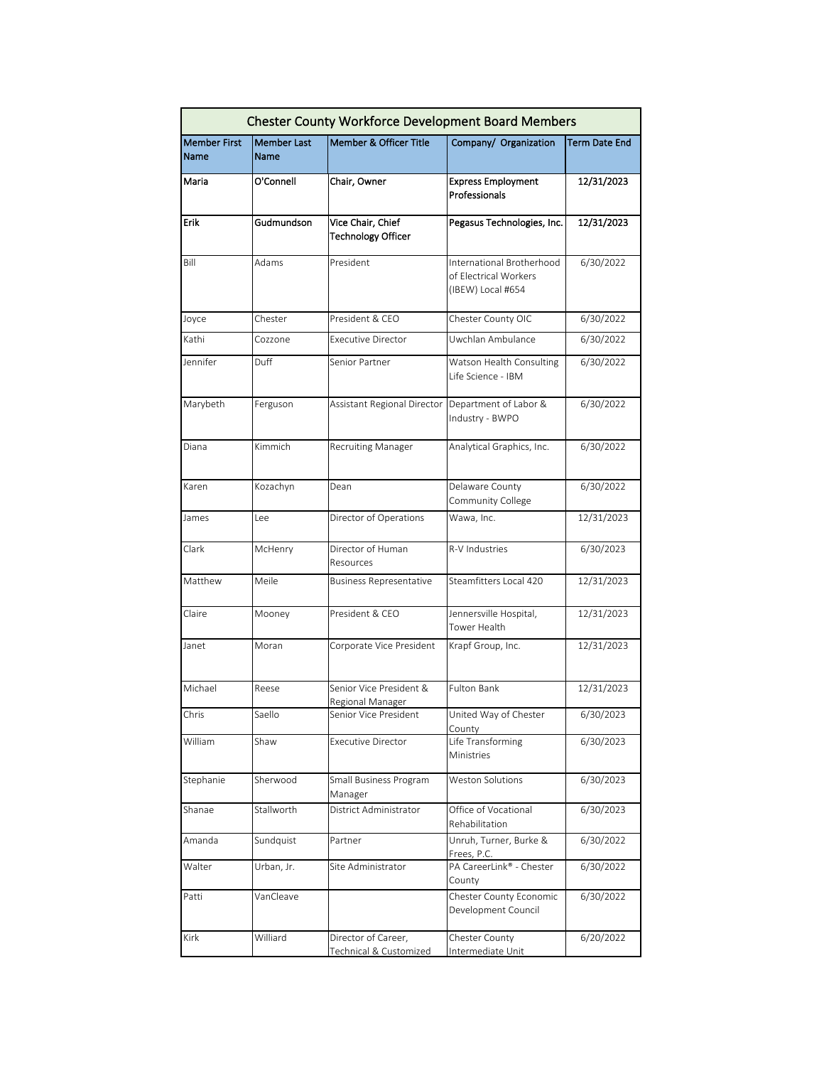# Chester County Workforce Development Board Members

| Member First Name | Member Last Name | Member & Officer Title | Company/ Organization | Term Date End |
|---|---|---|---|---|
| **Maria** | **O'Connell** | **Chair, Owner** | **Express Employment Professionals** | **12/31/2023** |
| **Erik** | **Gudmundson** | **Vice Chair, Chief Technology Officer** | **Pegasus Technologies, Inc.** | **12/31/2023** |
| Bill | Adams | President | International Brotherhood of Electrical Workers (IBEW) Local #654 | 6/30/2022 |
| Joyce | Chester | President & CEO | Chester County OIC | 6/30/2022 |
| Kathi | Cozzone | Executive Director | Uwchlan Ambulance | 6/30/2022 |
| Jennifer | Duff | Senior Partner | Watson Health Consulting Life Science - IBM | 6/30/2022 |
| Marybeth | Ferguson | Assistant Regional Director | Department of Labor & Industry - BWPO | 6/30/2022 |
| Diana | Kimmich | Recruiting Manager | Analytical Graphics, Inc. | 6/30/2022 |
| Karen | Kozachyn | Dean | Delaware County Community College | 6/30/2022 |
| James | Lee | Director of Operations | Wawa, Inc. | 12/31/2023 |
| Clark | McHenry | Director of Human Resources | R-V Industries | 6/30/2023 |
| Matthew | Meile | Business Representative | Steamfitters Local 420 | 12/31/2023 |
| Claire | Mooney | President & CEO | Jennersville Hospital, Tower Health | 12/31/2023 |
| Janet | Moran | Corporate Vice President | Krapf Group, Inc. | 12/31/2023 |
| Michael | Reese | Senior Vice President & Regional Manager | Fulton Bank | 12/31/2023 |
| Chris | Saello | Senior Vice President | United Way of Chester County | 6/30/2023 |
| William | Shaw | Executive Director | Life Transforming Ministries | 6/30/2023 |
| Stephanie | Sherwood | Small Business Program Manager | Weston Solutions | 6/30/2023 |
| Shanae | Stallworth | District Administrator | Office of Vocational Rehabilitation | 6/30/2023 |
| Amanda | Sundquist | Partner | Unruh, Turner, Burke & Frees, P.C. | 6/30/2022 |
| Walter | Urban, Jr. | Site Administrator | PA CareerLink® - Chester County | 6/30/2022 |
| Patti | VanCleave | | Chester County Economic Development Council | 6/30/2022 |
| Kirk | Williard | Director of Career, Technical & Customized | Chester County Intermediate Unit | 6/20/2022 |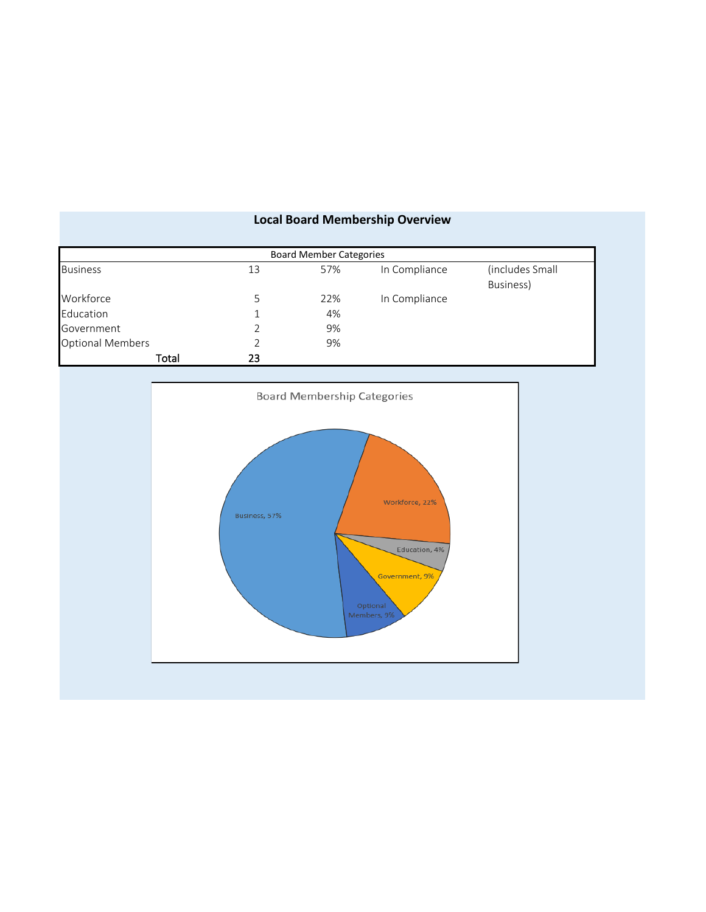## Local Board Membership Overview

| Board Member Categories | | | | |
|---|---|---|---|---|
| Business | 13 | 57% | In Compliance | (includes Small Business) |
| Workforce | 5 | 22% | In Compliance | |
| Education | 1 | 4% | | |
| Government | 2 | 9% | | |
| Optional Members | 2 | 9% | | |
| **Total** | **23** | | | |

Board Membership Categories

Business, 57%

Workforce, 22%

Education, 4%

Government, 9%

Optional Members, 9%